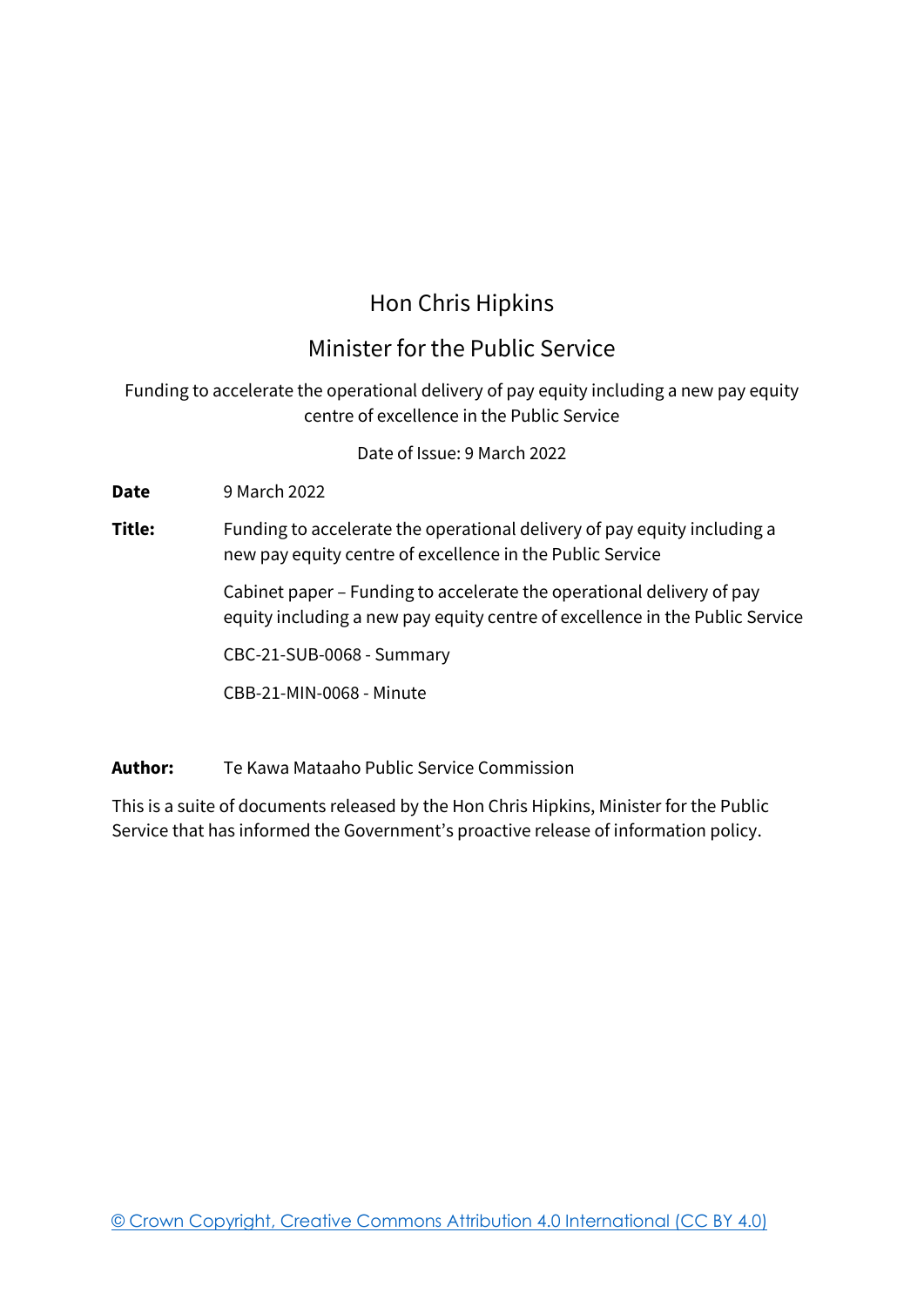# Hon Chris Hipkins

## Minister for the Public Service

Funding to accelerate the operational delivery of pay equity including a new pay equity centre of excellence in the Public Service

Date of Issue: 9 March 2022

**Date** 9 March 2022

**Title:** Funding to accelerate the operational delivery of pay equity including a new pay equity centre of excellence in the Public Service

Cabinet paper – Funding to accelerate the operational delivery of pay equity including a new pay equity centre of excellence in the Public Service

CBC-21-SUB-0068 - Summary

CBB-21-MIN-0068 - Minute

**Author:** Te Kawa Mataaho Public Service Commission

This is a suite of documents released by the Hon Chris Hipkins, Minister for the Public Service that has informed the Government's proactive release of information policy.

© Crown Copyright, Creative Commons Attribution 4.0 International (CC BY 4.0)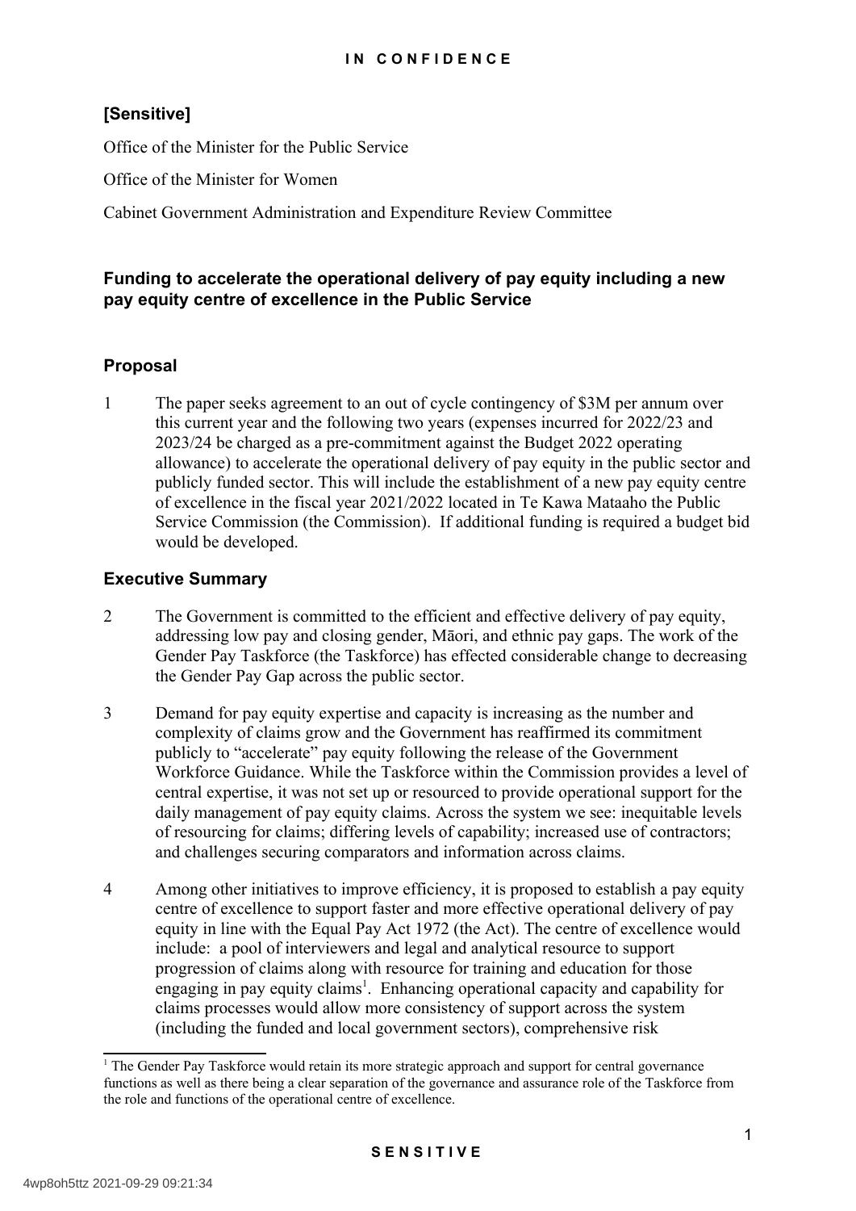**[Sensitive]**

Office of the Minister for the Public Service

Office of the Minister for Women

Cabinet Government Administration and Expenditure Review Committee

## Funding to accelerate the operational delivery of pay equity including a new pay equity centre of excellence in the Public Service

## Proposal

1 The paper seeks agreement to an out of cycle contingency of $3M per annum over this current year and the following two years (expenses incurred for 2022/23 and 2023/24 be charged as a pre-commitment against the Budget 2022 operating allowance) to accelerate the operational delivery of pay equity in the public sector and publicly funded sector. This will include the establishment of a new pay equity centre of excellence in the fiscal year 2021/2022 located in Te Kawa Mataaho the Public Service Commission (the Commission). If additional funding is required a budget bid would be developed.

## Executive Summary

2 The Government is committed to the efficient and effective delivery of pay equity, addressing low pay and closing gender, Māori, and ethnic pay gaps. The work of the Gender Pay Taskforce (the Taskforce) has effected considerable change to decreasing the Gender Pay Gap across the public sector.

3 Demand for pay equity expertise and capacity is increasing as the number and complexity of claims grow and the Government has reaffirmed its commitment publicly to "accelerate" pay equity following the release of the Government Workforce Guidance. While the Taskforce within the Commission provides a level of central expertise, it was not set up or resourced to provide operational support for the daily management of pay equity claims. Across the system we see: inequitable levels of resourcing for claims; differing levels of capability; increased use of contractors; and challenges securing comparators and information across claims.

4 Among other initiatives to improve efficiency, it is proposed to establish a pay equity centre of excellence to support faster and more effective operational delivery of pay equity in line with the Equal Pay Act 1972 (the Act). The centre of excellence would include: a pool of interviewers and legal and analytical resource to support progression of claims along with resource for training and education for those engaging in pay equity claims[1]. Enhancing operational capacity and capability for claims processes would allow more consistency of support across the system (including the funded and local government sectors), comprehensive risk

[1] The Gender Pay Taskforce would retain its more strategic approach and support for central governance functions as well as there being a clear separation of the governance and assurance role of the Taskforce from the role and functions of the operational centre of excellence.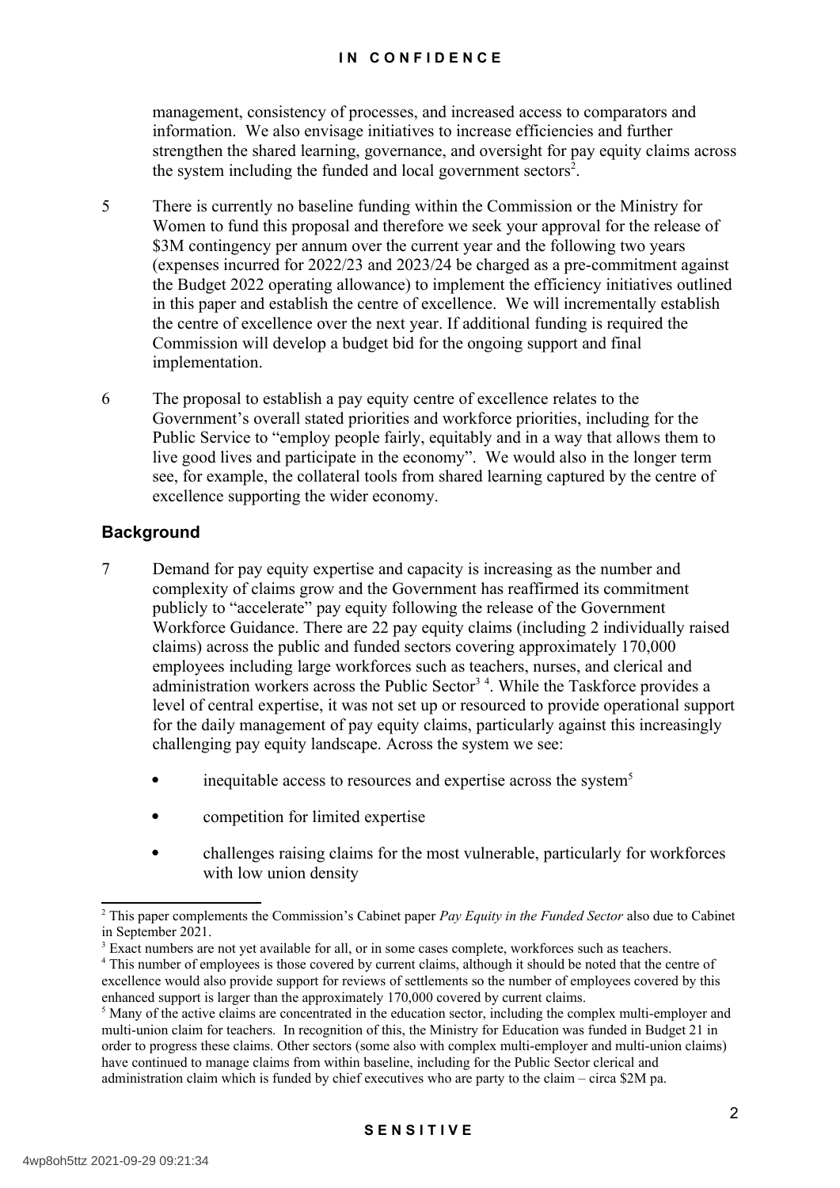management, consistency of processes, and increased access to comparators and information. We also envisage initiatives to increase efficiencies and further strengthen the shared learning, governance, and oversight for pay equity claims across the system including the funded and local government sectors[2].

5 There is currently no baseline funding within the Commission or the Ministry for Women to fund this proposal and therefore we seek your approval for the release of $3M contingency per annum over the current year and the following two years (expenses incurred for 2022/23 and 2023/24 be charged as a pre-commitment against the Budget 2022 operating allowance) to implement the efficiency initiatives outlined in this paper and establish the centre of excellence. We will incrementally establish the centre of excellence over the next year. If additional funding is required the Commission will develop a budget bid for the ongoing support and final implementation.

6 The proposal to establish a pay equity centre of excellence relates to the Government's overall stated priorities and workforce priorities, including for the Public Service to "employ people fairly, equitably and in a way that allows them to live good lives and participate in the economy". We would also in the longer term see, for example, the collateral tools from shared learning captured by the centre of excellence supporting the wider economy.

## Background

7 Demand for pay equity expertise and capacity is increasing as the number and complexity of claims grow and the Government has reaffirmed its commitment publicly to "accelerate" pay equity following the release of the Government Workforce Guidance. There are 22 pay equity claims (including 2 individually raised claims) across the public and funded sectors covering approximately 170,000 employees including large workforces such as teachers, nurses, and clerical and administration workers across the Public Sector[3] [4]. While the Taskforce provides a level of central expertise, it was not set up or resourced to provide operational support for the daily management of pay equity claims, particularly against this increasingly challenging pay equity landscape. Across the system we see:

- inequitable access to resources and expertise across the system[5]
- competition for limited expertise
- challenges raising claims for the most vulnerable, particularly for workforces with low union density

---

[2] This paper complements the Commission's Cabinet paper *Pay Equity in the Funded Sector* also due to Cabinet in September 2021.

[3] Exact numbers are not yet available for all, or in some cases complete, workforces such as teachers.

[4] This number of employees is those covered by current claims, although it should be noted that the centre of excellence would also provide support for reviews of settlements so the number of employees covered by this enhanced support is larger than the approximately 170,000 covered by current claims.

[5] Many of the active claims are concentrated in the education sector, including the complex multi-employer and multi-union claim for teachers. In recognition of this, the Ministry for Education was funded in Budget 21 in order to progress these claims. Other sectors (some also with complex multi-employer and multi-union claims) have continued to manage claims from within baseline, including for the Public Sector clerical and administration claim which is funded by chief executives who are party to the claim – circa $2M pa.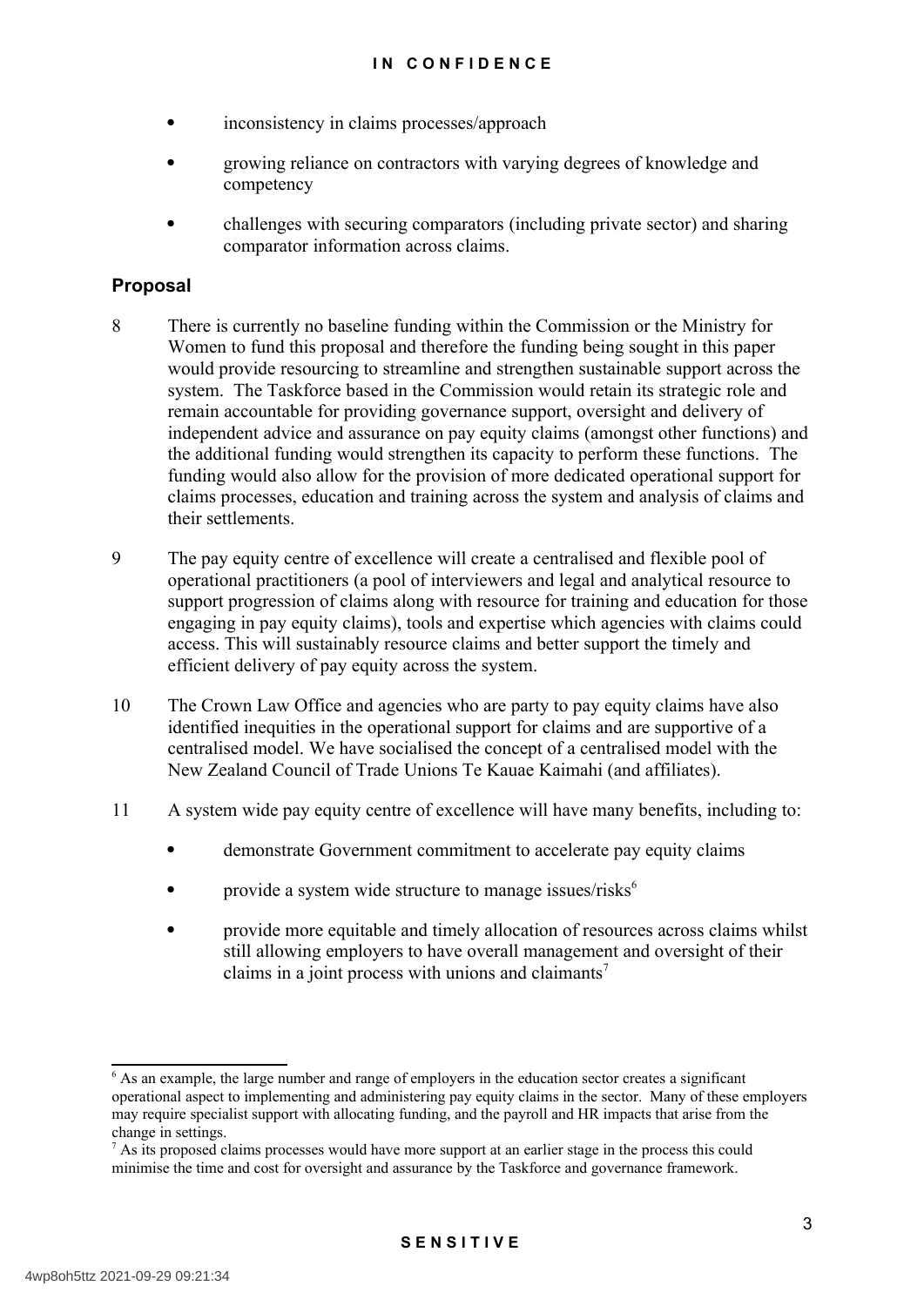- inconsistency in claims processes/approach
- growing reliance on contractors with varying degrees of knowledge and competency
- challenges with securing comparators (including private sector) and sharing comparator information across claims.

## Proposal

8 There is currently no baseline funding within the Commission or the Ministry for Women to fund this proposal and therefore the funding being sought in this paper would provide resourcing to streamline and strengthen sustainable support across the system. The Taskforce based in the Commission would retain its strategic role and remain accountable for providing governance support, oversight and delivery of independent advice and assurance on pay equity claims (amongst other functions) and the additional funding would strengthen its capacity to perform these functions. The funding would also allow for the provision of more dedicated operational support for claims processes, education and training across the system and analysis of claims and their settlements.

9 The pay equity centre of excellence will create a centralised and flexible pool of operational practitioners (a pool of interviewers and legal and analytical resource to support progression of claims along with resource for training and education for those engaging in pay equity claims), tools and expertise which agencies with claims could access. This will sustainably resource claims and better support the timely and efficient delivery of pay equity across the system.

10 The Crown Law Office and agencies who are party to pay equity claims have also identified inequities in the operational support for claims and are supportive of a centralised model. We have socialised the concept of a centralised model with the New Zealand Council of Trade Unions Te Kauae Kaimahi (and affiliates).

11 A system wide pay equity centre of excellence will have many benefits, including to:

- demonstrate Government commitment to accelerate pay equity claims
- provide a system wide structure to manage issues/risks[6]
- provide more equitable and timely allocation of resources across claims whilst still allowing employers to have overall management and oversight of their claims in a joint process with unions and claimants[7]

---

[6] As an example, the large number and range of employers in the education sector creates a significant operational aspect to implementing and administering pay equity claims in the sector. Many of these employers may require specialist support with allocating funding, and the payroll and HR impacts that arise from the change in settings.

[7] As its proposed claims processes would have more support at an earlier stage in the process this could minimise the time and cost for oversight and assurance by the Taskforce and governance framework.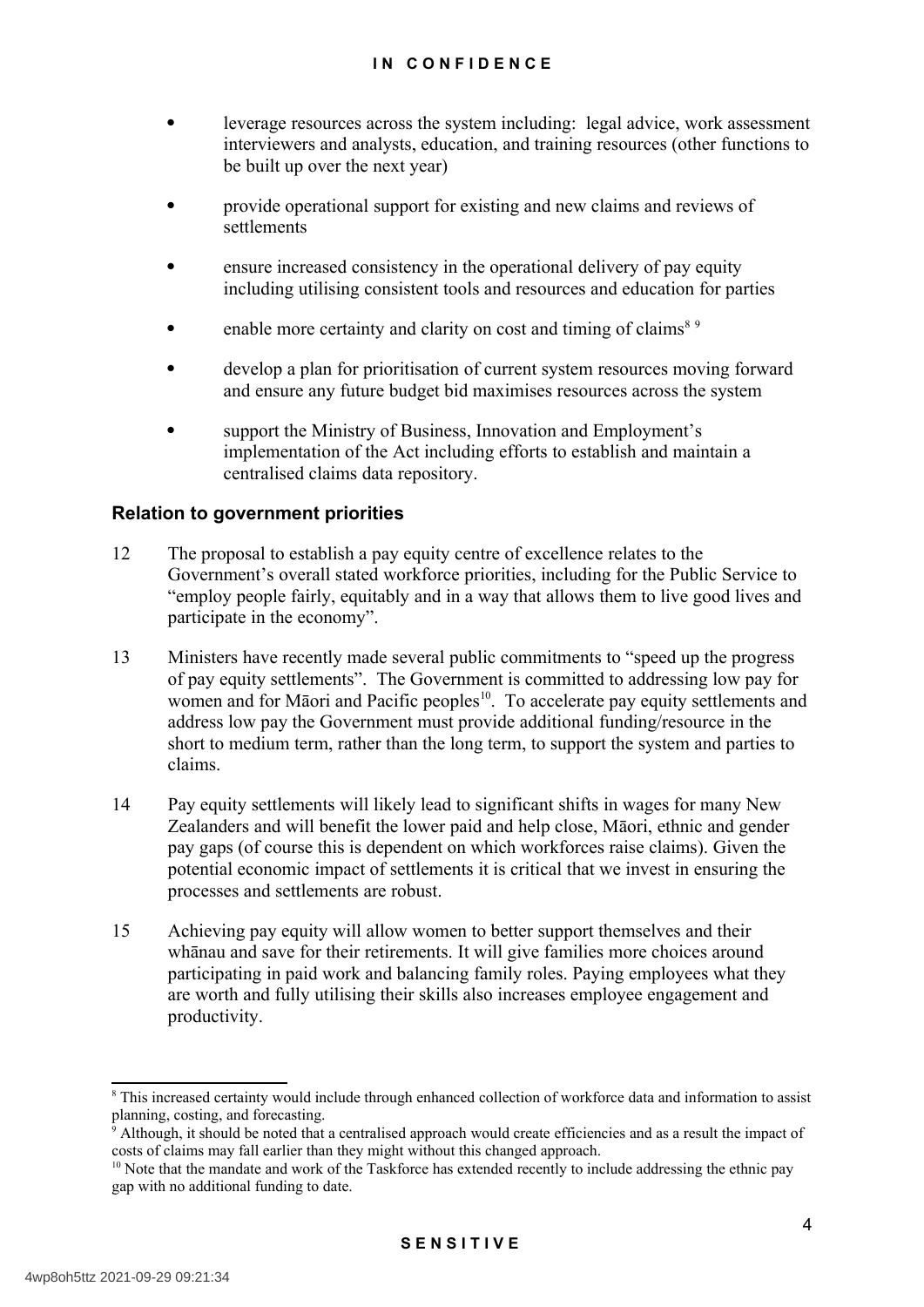- leverage resources across the system including: legal advice, work assessment interviewers and analysts, education, and training resources (other functions to be built up over the next year)
- provide operational support for existing and new claims and reviews of settlements
- ensure increased consistency in the operational delivery of pay equity including utilising consistent tools and resources and education for parties
- enable more certainty and clarity on cost and timing of claims[8] [9]
- develop a plan for prioritisation of current system resources moving forward and ensure any future budget bid maximises resources across the system
- support the Ministry of Business, Innovation and Employment's implementation of the Act including efforts to establish and maintain a centralised claims data repository.

### Relation to government priorities

12 The proposal to establish a pay equity centre of excellence relates to the Government's overall stated workforce priorities, including for the Public Service to "employ people fairly, equitably and in a way that allows them to live good lives and participate in the economy".

13 Ministers have recently made several public commitments to "speed up the progress of pay equity settlements". The Government is committed to addressing low pay for women and for Māori and Pacific peoples[10]. To accelerate pay equity settlements and address low pay the Government must provide additional funding/resource in the short to medium term, rather than the long term, to support the system and parties to claims.

14 Pay equity settlements will likely lead to significant shifts in wages for many New Zealanders and will benefit the lower paid and help close, Māori, ethnic and gender pay gaps (of course this is dependent on which workforces raise claims). Given the potential economic impact of settlements it is critical that we invest in ensuring the processes and settlements are robust.

15 Achieving pay equity will allow women to better support themselves and their whānau and save for their retirements. It will give families more choices around participating in paid work and balancing family roles. Paying employees what they are worth and fully utilising their skills also increases employee engagement and productivity.

---

[8] This increased certainty would include through enhanced collection of workforce data and information to assist planning, costing, and forecasting.

[9] Although, it should be noted that a centralised approach would create efficiencies and as a result the impact of costs of claims may fall earlier than they might without this changed approach.

[10] Note that the mandate and work of the Taskforce has extended recently to include addressing the ethnic pay gap with no additional funding to date.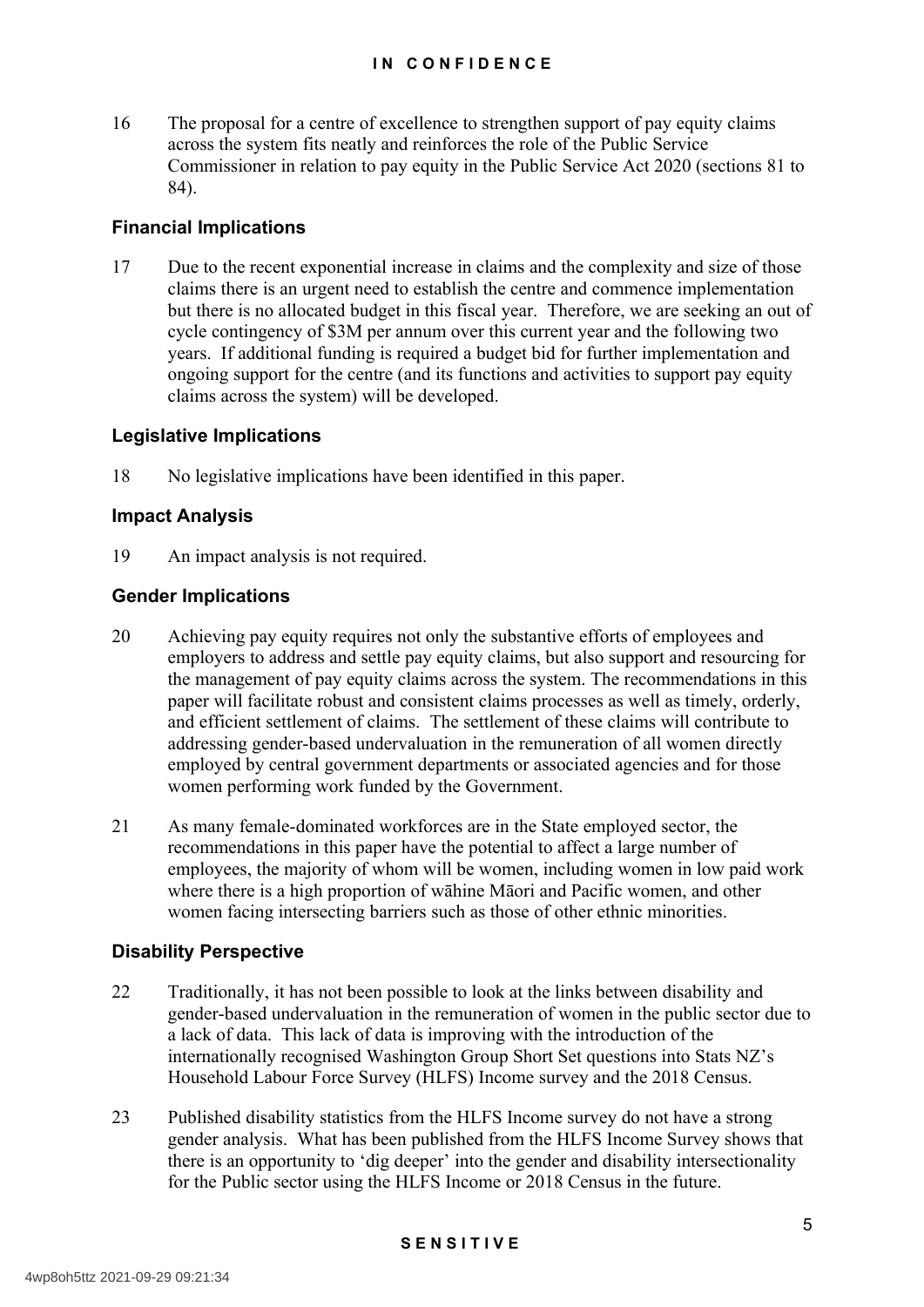16 The proposal for a centre of excellence to strengthen support of pay equity claims across the system fits neatly and reinforces the role of the Public Service Commissioner in relation to pay equity in the Public Service Act 2020 (sections 81 to 84).

### Financial Implications

17 Due to the recent exponential increase in claims and the complexity and size of those claims there is an urgent need to establish the centre and commence implementation but there is no allocated budget in this fiscal year. Therefore, we are seeking an out of cycle contingency of $3M per annum over this current year and the following two years. If additional funding is required a budget bid for further implementation and ongoing support for the centre (and its functions and activities to support pay equity claims across the system) will be developed.

### Legislative Implications

18 No legislative implications have been identified in this paper.

### Impact Analysis

19 An impact analysis is not required.

### Gender Implications

20 Achieving pay equity requires not only the substantive efforts of employees and employers to address and settle pay equity claims, but also support and resourcing for the management of pay equity claims across the system. The recommendations in this paper will facilitate robust and consistent claims processes as well as timely, orderly, and efficient settlement of claims. The settlement of these claims will contribute to addressing gender-based undervaluation in the remuneration of all women directly employed by central government departments or associated agencies and for those women performing work funded by the Government.

21 As many female-dominated workforces are in the State employed sector, the recommendations in this paper have the potential to affect a large number of employees, the majority of whom will be women, including women in low paid work where there is a high proportion of wāhine Māori and Pacific women, and other women facing intersecting barriers such as those of other ethnic minorities.

### Disability Perspective

22 Traditionally, it has not been possible to look at the links between disability and gender-based undervaluation in the remuneration of women in the public sector due to a lack of data. This lack of data is improving with the introduction of the internationally recognised Washington Group Short Set questions into Stats NZ's Household Labour Force Survey (HLFS) Income survey and the 2018 Census.

23 Published disability statistics from the HLFS Income survey do not have a strong gender analysis. What has been published from the HLFS Income Survey shows that there is an opportunity to 'dig deeper' into the gender and disability intersectionality for the Public sector using the HLFS Income or 2018 Census in the future.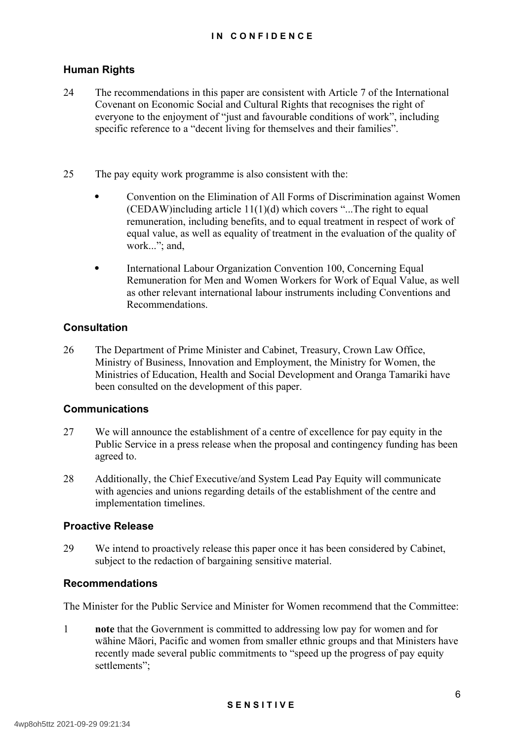## Human Rights

24 The recommendations in this paper are consistent with Article 7 of the International Covenant on Economic Social and Cultural Rights that recognises the right of everyone to the enjoyment of "just and favourable conditions of work", including specific reference to a "decent living for themselves and their families".

25 The pay equity work programme is also consistent with the:

- Convention on the Elimination of All Forms of Discrimination against Women (CEDAW)including article 11(1)(d) which covers "...The right to equal remuneration, including benefits, and to equal treatment in respect of work of equal value, as well as equality of treatment in the evaluation of the quality of work..."; and,
- International Labour Organization Convention 100, Concerning Equal Remuneration for Men and Women Workers for Work of Equal Value, as well as other relevant international labour instruments including Conventions and Recommendations.

## Consultation

26 The Department of Prime Minister and Cabinet, Treasury, Crown Law Office, Ministry of Business, Innovation and Employment, the Ministry for Women, the Ministries of Education, Health and Social Development and Oranga Tamariki have been consulted on the development of this paper.

## Communications

27 We will announce the establishment of a centre of excellence for pay equity in the Public Service in a press release when the proposal and contingency funding has been agreed to.

28 Additionally, the Chief Executive/and System Lead Pay Equity will communicate with agencies and unions regarding details of the establishment of the centre and implementation timelines.

## Proactive Release

29 We intend to proactively release this paper once it has been considered by Cabinet, subject to the redaction of bargaining sensitive material.

## Recommendations

The Minister for the Public Service and Minister for Women recommend that the Committee:

1 **note** that the Government is committed to addressing low pay for women and for wāhine Māori, Pacific and women from smaller ethnic groups and that Ministers have recently made several public commitments to "speed up the progress of pay equity settlements";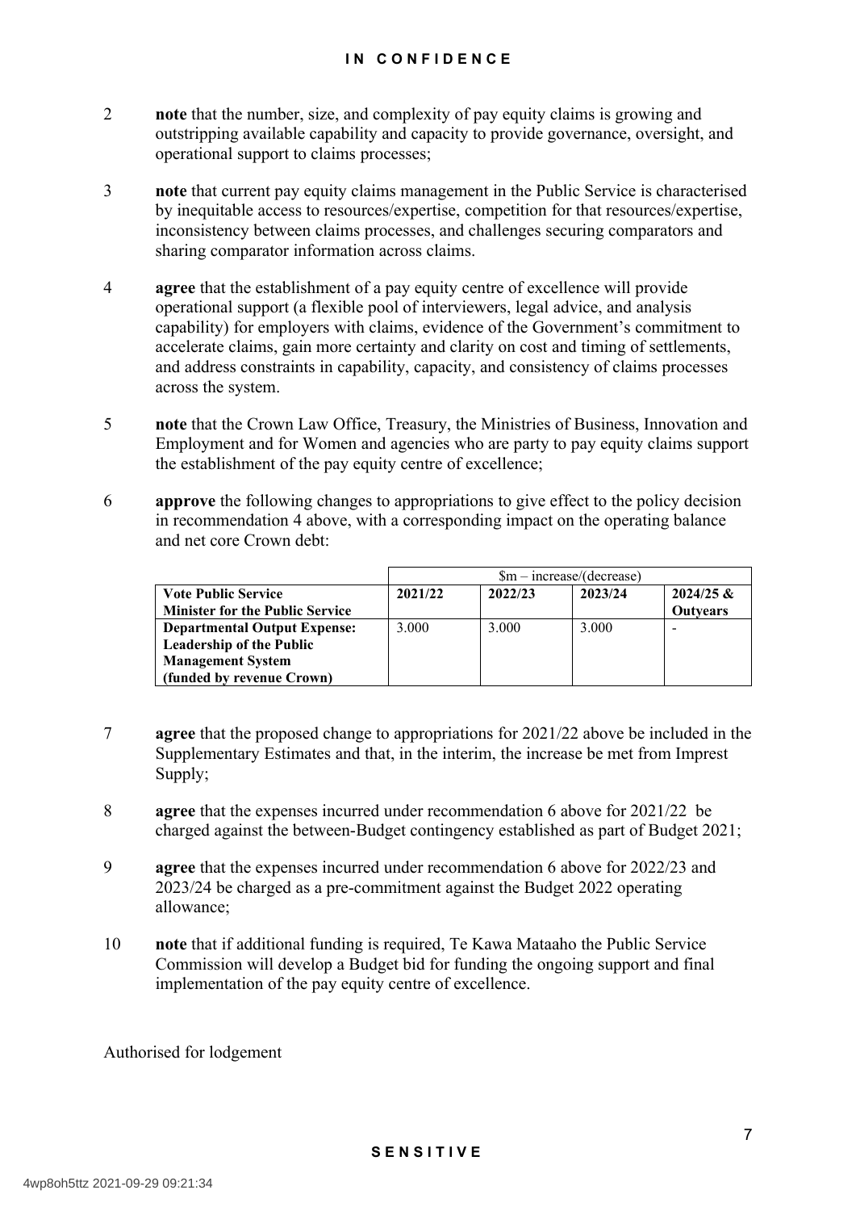2 **note** that the number, size, and complexity of pay equity claims is growing and outstripping available capability and capacity to provide governance, oversight, and operational support to claims processes;

3 **note** that current pay equity claims management in the Public Service is characterised by inequitable access to resources/expertise, competition for that resources/expertise, inconsistency between claims processes, and challenges securing comparators and sharing comparator information across claims.

4 **agree** that the establishment of a pay equity centre of excellence will provide operational support (a flexible pool of interviewers, legal advice, and analysis capability) for employers with claims, evidence of the Government's commitment to accelerate claims, gain more certainty and clarity on cost and timing of settlements, and address constraints in capability, capacity, and consistency of claims processes across the system.

5 **note** that the Crown Law Office, Treasury, the Ministries of Business, Innovation and Employment and for Women and agencies who are party to pay equity claims support the establishment of the pay equity centre of excellence;

6 **approve** the following changes to appropriations to give effect to the policy decision in recommendation 4 above, with a corresponding impact on the operating balance and net core Crown debt:

| | $m – increase/(decrease) | | | |
|---|---|---|---|---|
| **Vote Public Service**<br>**Minister for the Public Service** | **2021/22** | **2022/23** | **2023/24** | **2024/25 & Outyears** |
| **Departmental Output Expense: Leadership of the Public Management System (funded by revenue Crown)** | 3.000 | 3.000 | 3.000 | - |

7 **agree** that the proposed change to appropriations for 2021/22 above be included in the Supplementary Estimates and that, in the interim, the increase be met from Imprest Supply;

8 **agree** that the expenses incurred under recommendation 6 above for 2021/22 be charged against the between-Budget contingency established as part of Budget 2021;

9 **agree** that the expenses incurred under recommendation 6 above for 2022/23 and 2023/24 be charged as a pre-commitment against the Budget 2022 operating allowance;

10 **note** that if additional funding is required, Te Kawa Mataaho the Public Service Commission will develop a Budget bid for funding the ongoing support and final implementation of the pay equity centre of excellence.

Authorised for lodgement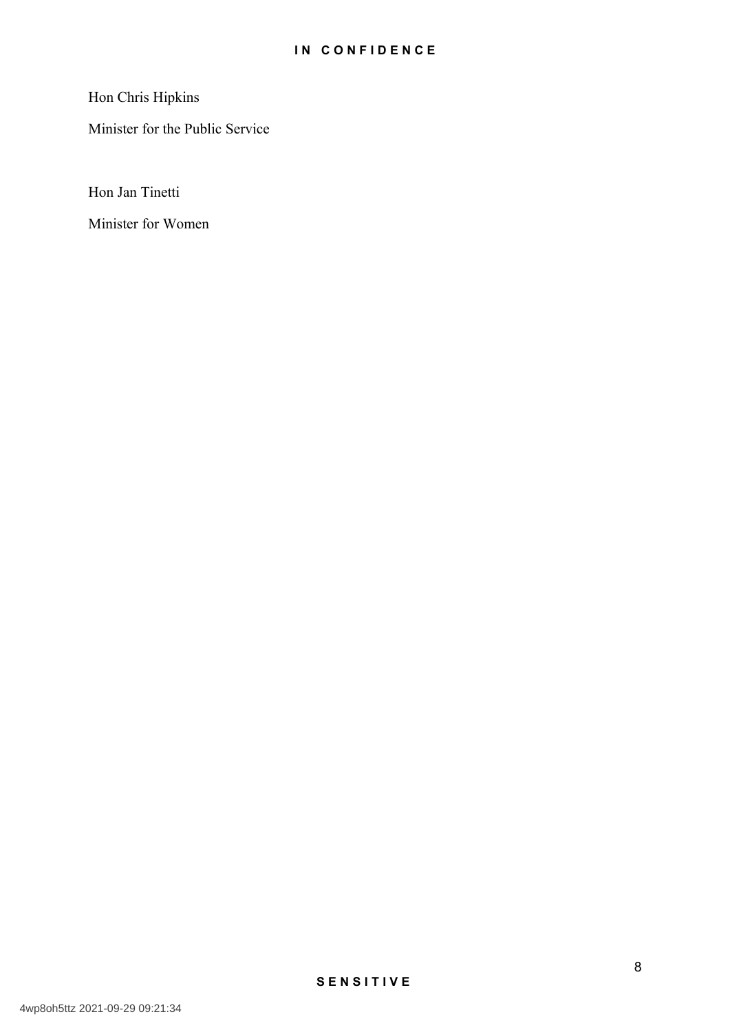Hon Chris Hipkins

Minister for the Public Service

Hon Jan Tinetti

Minister for Women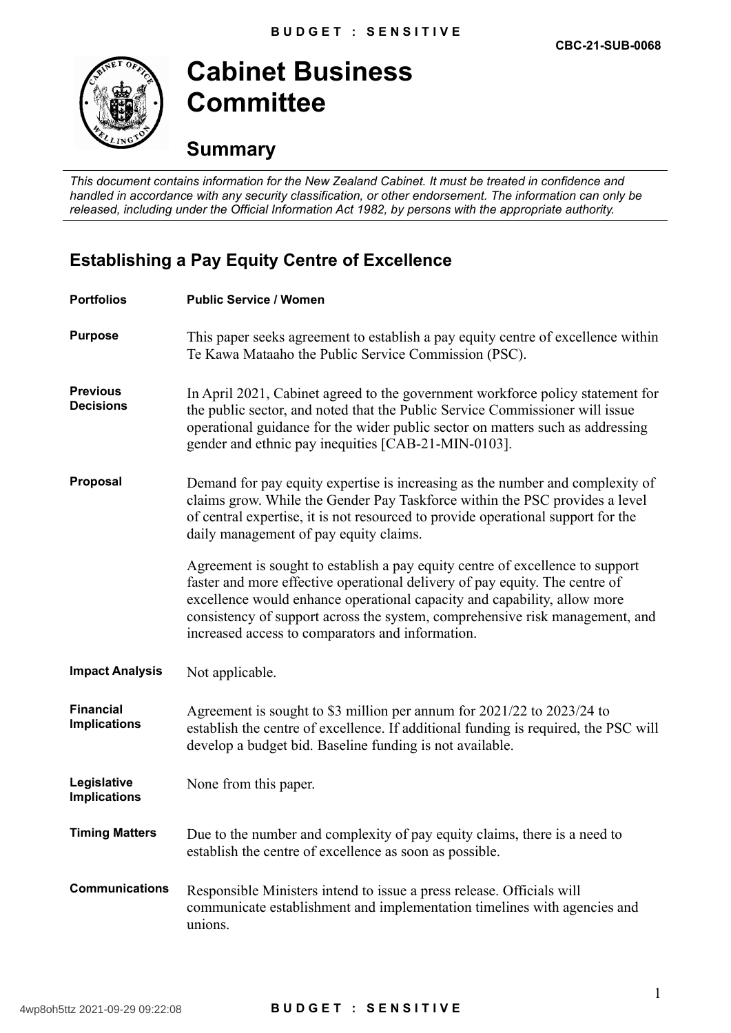CBC-21-SUB-0068

# Cabinet Business Committee

## Summary

*This document contains information for the New Zealand Cabinet. It must be treated in confidence and handled in accordance with any security classification, or other endorsement. The information can only be released, including under the Official Information Act 1982, by persons with the appropriate authority.*

## Establishing a Pay Equity Centre of Excellence

**Portfolios** — **Public Service / Women**

**Purpose**

This paper seeks agreement to establish a pay equity centre of excellence within Te Kawa Mataaho the Public Service Commission (PSC).

**Previous Decisions**

In April 2021, Cabinet agreed to the government workforce policy statement for the public sector, and noted that the Public Service Commissioner will issue operational guidance for the wider public sector on matters such as addressing gender and ethnic pay inequities [CAB-21-MIN-0103].

**Proposal**

Demand for pay equity expertise is increasing as the number and complexity of claims grow. While the Gender Pay Taskforce within the PSC provides a level of central expertise, it is not resourced to provide operational support for the daily management of pay equity claims.

Agreement is sought to establish a pay equity centre of excellence to support faster and more effective operational delivery of pay equity. The centre of excellence would enhance operational capacity and capability, allow more consistency of support across the system, comprehensive risk management, and increased access to comparators and information.

**Impact Analysis**

Not applicable.

**Financial Implications**

Agreement is sought to $3 million per annum for 2021/22 to 2023/24 to establish the centre of excellence. If additional funding is required, the PSC will develop a budget bid. Baseline funding is not available.

**Legislative Implications**

None from this paper.

**Timing Matters**

Due to the number and complexity of pay equity claims, there is a need to establish the centre of excellence as soon as possible.

**Communications**

Responsible Ministers intend to issue a press release. Officials will communicate establishment and implementation timelines with agencies and unions.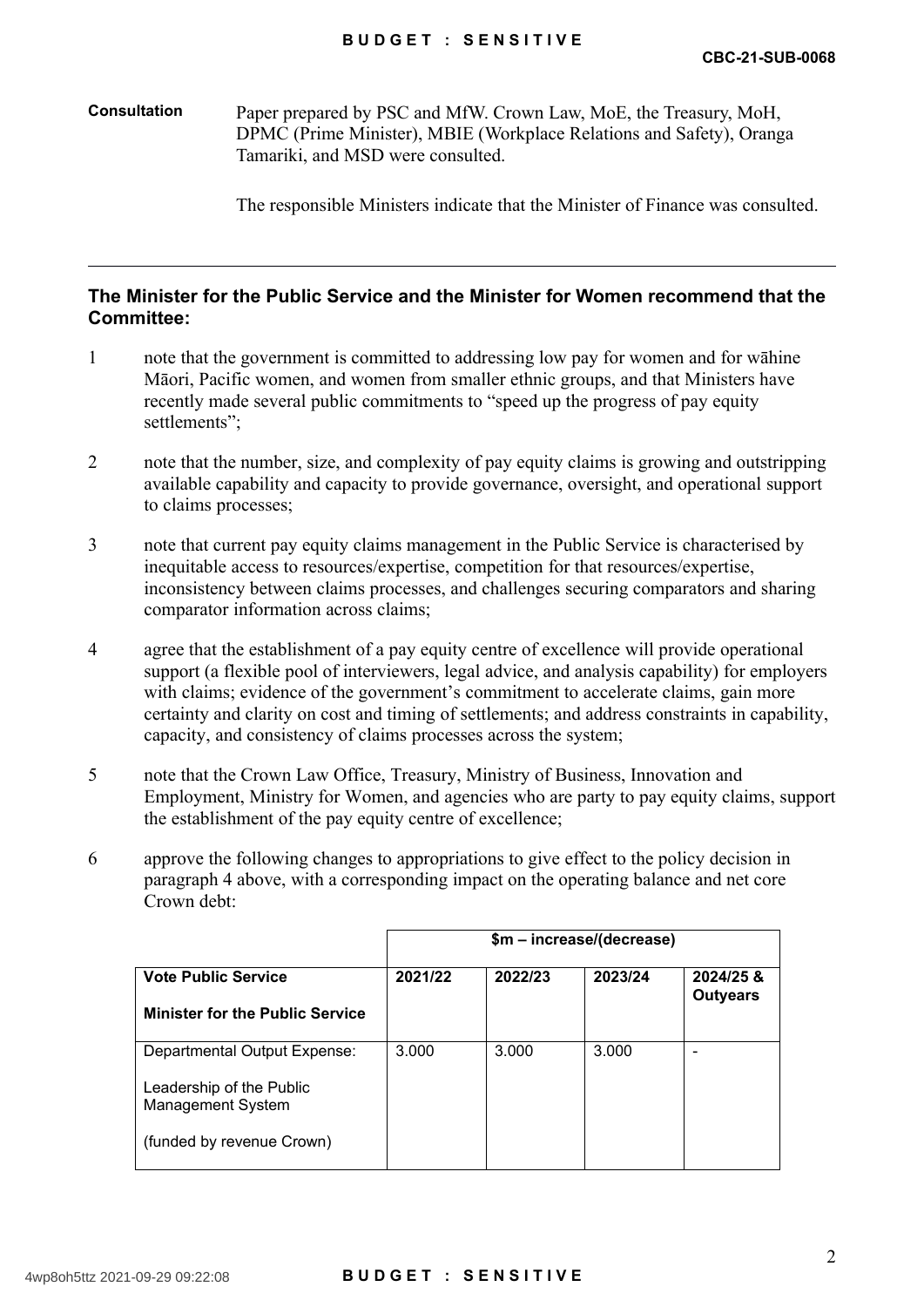**Consultation** Paper prepared by PSC and MfW. Crown Law, MoE, the Treasury, MoH, DPMC (Prime Minister), MBIE (Workplace Relations and Safety), Oranga Tamariki, and MSD were consulted.

The responsible Ministers indicate that the Minister of Finance was consulted.

---

### The Minister for the Public Service and the Minister for Women recommend that the Committee:

1 note that the government is committed to addressing low pay for women and for wāhine Māori, Pacific women, and women from smaller ethnic groups, and that Ministers have recently made several public commitments to "speed up the progress of pay equity settlements";

2 note that the number, size, and complexity of pay equity claims is growing and outstripping available capability and capacity to provide governance, oversight, and operational support to claims processes;

3 note that current pay equity claims management in the Public Service is characterised by inequitable access to resources/expertise, competition for that resources/expertise, inconsistency between claims processes, and challenges securing comparators and sharing comparator information across claims;

4 agree that the establishment of a pay equity centre of excellence will provide operational support (a flexible pool of interviewers, legal advice, and analysis capability) for employers with claims; evidence of the government's commitment to accelerate claims, gain more certainty and clarity on cost and timing of settlements; and address constraints in capability, capacity, and consistency of claims processes across the system;

5 note that the Crown Law Office, Treasury, Ministry of Business, Innovation and Employment, Ministry for Women, and agencies who are party to pay equity claims, support the establishment of the pay equity centre of excellence;

6 approve the following changes to appropriations to give effect to the policy decision in paragraph 4 above, with a corresponding impact on the operating balance and net core Crown debt:

| | $m – increase/(decrease) | | | |
|---|---|---|---|---|
| **Vote Public Service**<br>**Minister for the Public Service** | **2021/22** | **2022/23** | **2023/24** | **2024/25 & Outyears** |
| Departmental Output Expense:<br>Leadership of the Public Management System<br>(funded by revenue Crown) | 3.000 | 3.000 | 3.000 | - |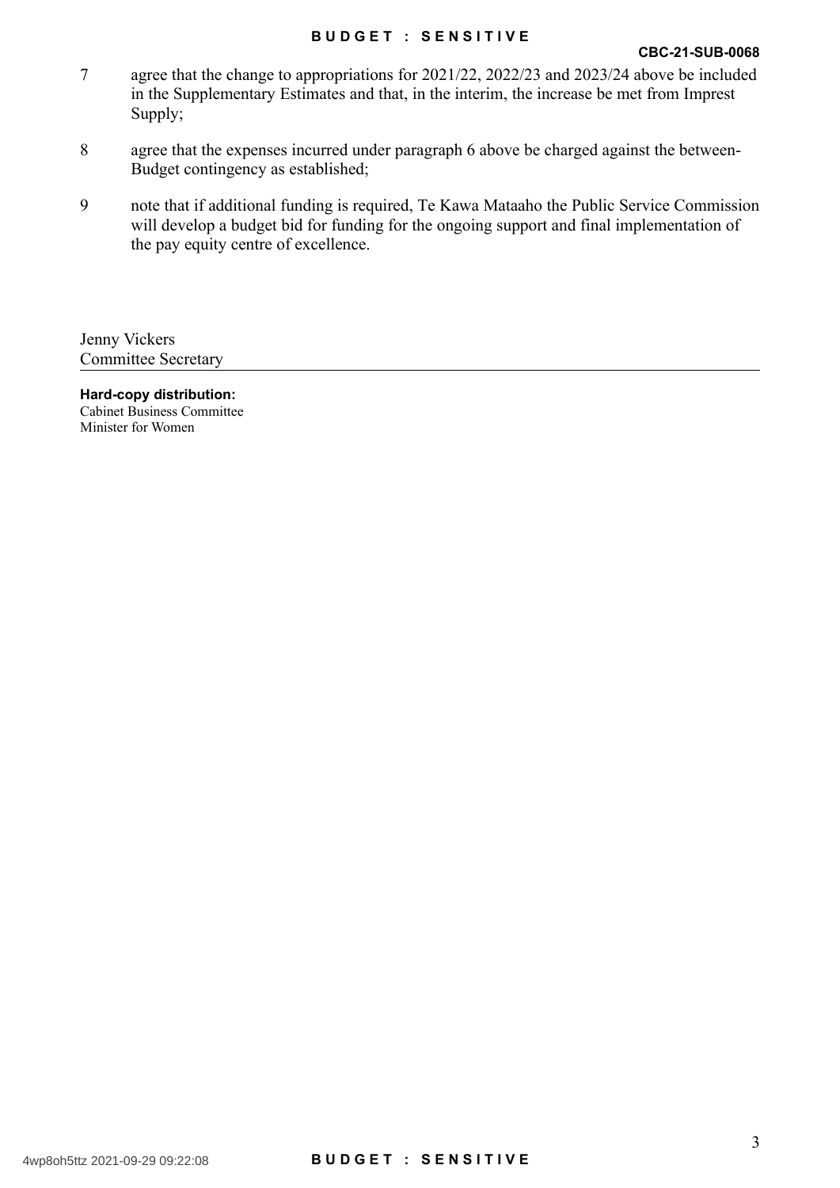7 agree that the change to appropriations for 2021/22, 2022/23 and 2023/24 above be included in the Supplementary Estimates and that, in the interim, the increase be met from Imprest Supply;

8 agree that the expenses incurred under paragraph 6 above be charged against the between-Budget contingency as established;

9 note that if additional funding is required, Te Kawa Mataaho the Public Service Commission will develop a budget bid for funding for the ongoing support and final implementation of the pay equity centre of excellence.

Jenny Vickers
Committee Secretary

---

**Hard-copy distribution:**
Cabinet Business Committee
Minister for Women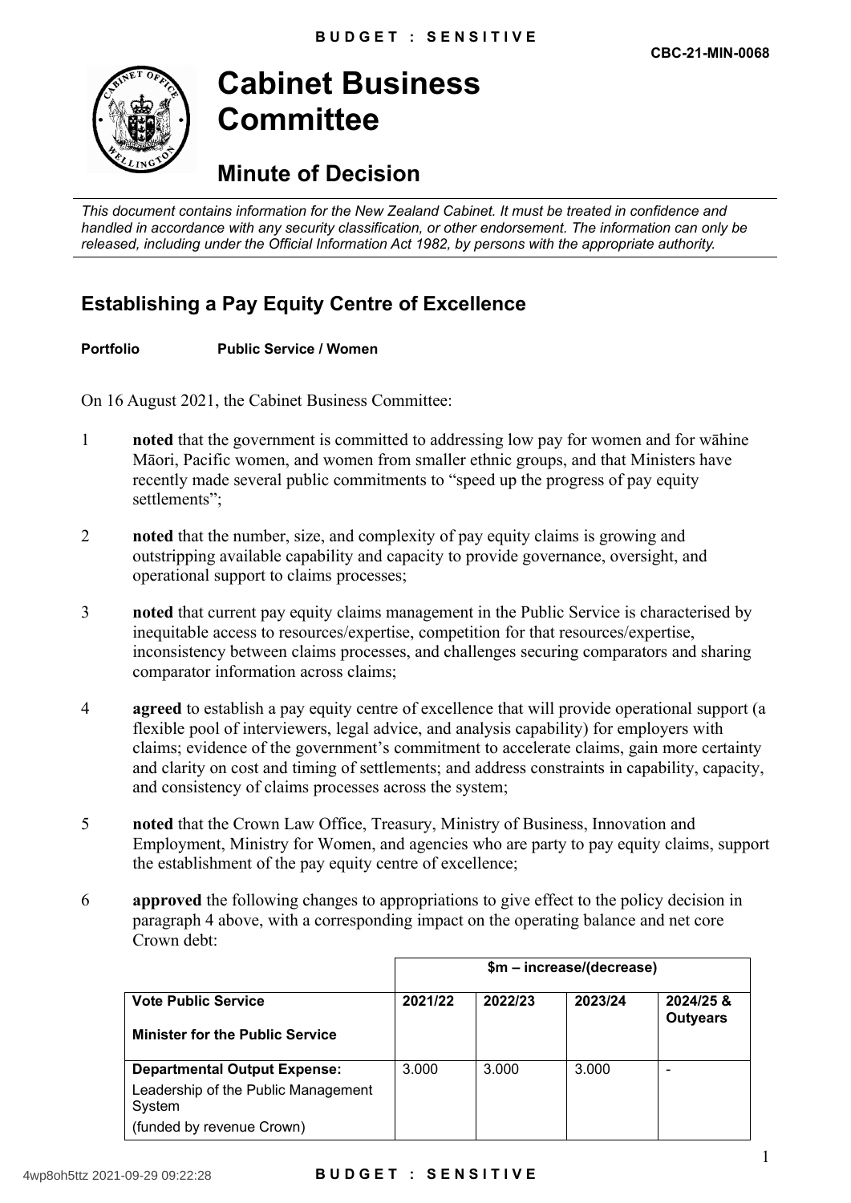CBC-21-MIN-0068

# Cabinet Business Committee

## Minute of Decision

*This document contains information for the New Zealand Cabinet. It must be treated in confidence and handled in accordance with any security classification, or other endorsement. The information can only be released, including under the Official Information Act 1982, by persons with the appropriate authority.*

## Establishing a Pay Equity Centre of Excellence

**Portfolio** **Public Service / Women**

On 16 August 2021, the Cabinet Business Committee:

1 **noted** that the government is committed to addressing low pay for women and for wāhine Māori, Pacific women, and women from smaller ethnic groups, and that Ministers have recently made several public commitments to "speed up the progress of pay equity settlements";

2 **noted** that the number, size, and complexity of pay equity claims is growing and outstripping available capability and capacity to provide governance, oversight, and operational support to claims processes;

3 **noted** that current pay equity claims management in the Public Service is characterised by inequitable access to resources/expertise, competition for that resources/expertise, inconsistency between claims processes, and challenges securing comparators and sharing comparator information across claims;

4 **agreed** to establish a pay equity centre of excellence that will provide operational support (a flexible pool of interviewers, legal advice, and analysis capability) for employers with claims; evidence of the government's commitment to accelerate claims, gain more certainty and clarity on cost and timing of settlements; and address constraints in capability, capacity, and consistency of claims processes across the system;

5 **noted** that the Crown Law Office, Treasury, Ministry of Business, Innovation and Employment, Ministry for Women, and agencies who are party to pay equity claims, support the establishment of the pay equity centre of excellence;

6 **approved** the following changes to appropriations to give effect to the policy decision in paragraph 4 above, with a corresponding impact on the operating balance and net core Crown debt:

| | $m – increase/(decrease) | | | |
|---|---|---|---|---|
| **Vote Public Service**<br><br>**Minister for the Public Service** | **2021/22** | **2022/23** | **2023/24** | **2024/25 & Outyears** |
| **Departmental Output Expense:**<br>Leadership of the Public Management System<br>(funded by revenue Crown) | 3.000 | 3.000 | 3.000 | - |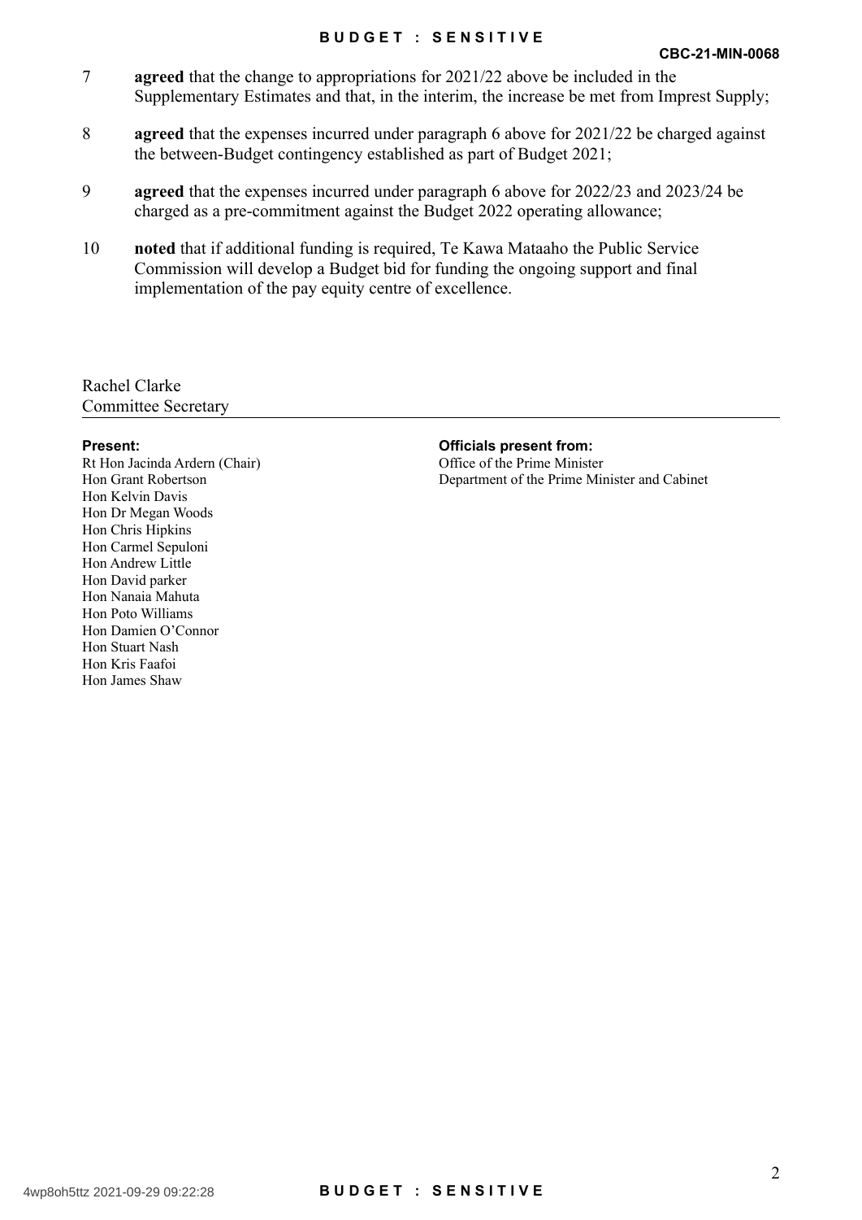7 **agreed** that the change to appropriations for 2021/22 above be included in the Supplementary Estimates and that, in the interim, the increase be met from Imprest Supply;

8 **agreed** that the expenses incurred under paragraph 6 above for 2021/22 be charged against the between-Budget contingency established as part of Budget 2021;

9 **agreed** that the expenses incurred under paragraph 6 above for 2022/23 and 2023/24 be charged as a pre-commitment against the Budget 2022 operating allowance;

10 **noted** that if additional funding is required, Te Kawa Mataaho the Public Service Commission will develop a Budget bid for funding the ongoing support and final implementation of the pay equity centre of excellence.

Rachel Clarke
Committee Secretary

---

**Present:**
Rt Hon Jacinda Ardern (Chair)
Hon Grant Robertson
Hon Kelvin Davis
Hon Dr Megan Woods
Hon Chris Hipkins
Hon Carmel Sepuloni
Hon Andrew Little
Hon David parker
Hon Nanaia Mahuta
Hon Poto Williams
Hon Damien O'Connor
Hon Stuart Nash
Hon Kris Faafoi
Hon James Shaw

**Officials present from:**
Office of the Prime Minister
Department of the Prime Minister and Cabinet